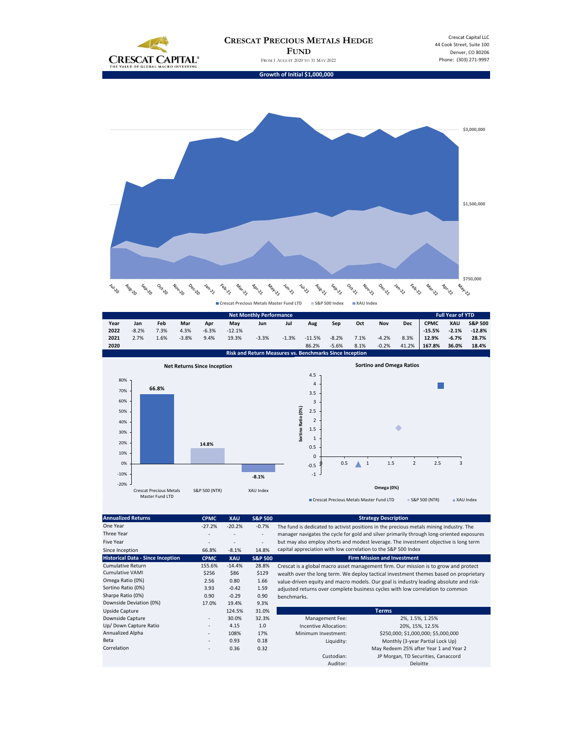# Crescat Precious Metals Hedge Fund

From 1 August 2020 to 31 May 2022

Crescat Capital LLC
44 Cook Street, Suite 100
Denver, CO 80206
Phone: (303) 271-9997

CRESCAT CAPITAL
THE VALUE OF GLOBAL MACRO INVESTING

## Growth of Initial $1,000,000

$3,000,000
$1,500,000
$750,000

Jul-20, Aug-20, Sep-20, Oct-20, Nov-20, Dec-20, Jan-21, Feb-21, Mar-21, Apr-21, May-21, Jun-21, Jul-21, Aug-21, Sep-21, Oct-21, Nov-21, Dec-21, Jan-22, Feb-22, Mar-22, Apr-22, May-22

Crescat Precious Metals Master Fund LTD · S&P 500 Index · XAU Index

## Net Monthly Performance

| Year | Jan | Feb | Mar | Apr | May | Jun | Jul | Aug | Sep | Oct | Nov | Dec | CPMC | XAU | S&P 500 |
|---|---|---|---|---|---|---|---|---|---|---|---|---|---|---|---|
| 2022 | -8.2% | 7.3% | 4.3% | -6.3% | -12.1% | | | | | | | | **-15.5%** | **-2.1%** | **-12.8%** |
| 2021 | 2.7% | 1.6% | -3.8% | 9.4% | 19.3% | -3.3% | -1.3% | -11.5% | -8.2% | 7.1% | -4.2% | 8.3% | **12.9%** | **-6.7%** | **28.7%** |
| 2020 | | | | | | | | 86.2% | -5.6% | 8.1% | -0.2% | 41.2% | **167.8%** | **36.0%** | **18.4%** |

(Full Year of YTD: CPMC, XAU, S&P 500)

## Risk and Return Measures vs. Benchmarks Since Inception

### Net Returns Since Inception

| Crescat Precious Metals Master Fund LTD | S&P 500 (NTR) | XAU Index |
|---|---|---|
| 66.8% | 14.8% | -8.1% |

### Sortino and Omega Ratios

Sortino Ratio (0%) vs. Omega (0%)

Crescat Precious Metals Master Fund LTD · S&P 500 (NTR) · XAU Index

| Annualized Returns | CPMC | XAU | S&P 500 |
|---|---|---|---|
| One Year | -27.2% | -20.2% | -0.7% |
| Three Year | - | - | - |
| Five Year | - | - | - |
| Since Inception | 66.8% | -8.1% | 14.8% |

| Historical Data - Since Inception | CPMC | XAU | S&P 500 |
|---|---|---|---|
| Cumulative Return | 155.6% | -14.4% | 28.8% |
| Cumulative VAMI | $256 | $86 | $129 |
| Omega Ratio (0%) | 2.56 | 0.80 | 1.66 |
| Sortino Ratio (0%) | 3.93 | -0.42 | 1.59 |
| Sharpe Ratio (0%) | 0.90 | -0.29 | 0.90 |
| Downside Deviation (0%) | 17.0% | 19.4% | 9.3% |
| Upside Capture | | 124.5% | 31.0% |
| Downside Capture | - | 30.0% | 32.3% |
| Up/ Down Capture Ratio | - | 4.15 | 1.0 |
| Annualized Alpha | - | 108% | 17% |
| Beta | - | 0.93 | 0.18 |
| Correlation | - | 0.36 | 0.32 |

## Strategy Description

The fund is dedicated to activist positions in the precious metals mining industry. The manager navigates the cycle for gold and silver primarily through long-oriented exposures but may also employ shorts and modest leverage. The investment objective is long term capital appreciation with low correlation to the S&P 500 Index

## Firm Mission and Investment

Crescat is a global macro asset management firm. Our mission is to grow and protect wealth over the long term. We deploy tactical investment themes based on proprietary value-driven equity and macro models. Our goal is industry leading absolute and risk-adjusted returns over complete business cycles with low correlation to common benchmarks.

## Terms

| | |
|---|---|
| Management Fee: | 2%, 1.5%, 1.25% |
| Incentive Allocation: | 20%, 15%, 12.5% |
| Minimum Investment: | $250,000; $1,000,000; $5,000,000 |
| Liquidity: | Monthly (3-year Partial Lock Up) |
| | May Redeem 25% after Year 1 and Year 2 |
| Custodian: | JP Morgan, TD Securities, Canaccord |
| Auditor: | Deloitte |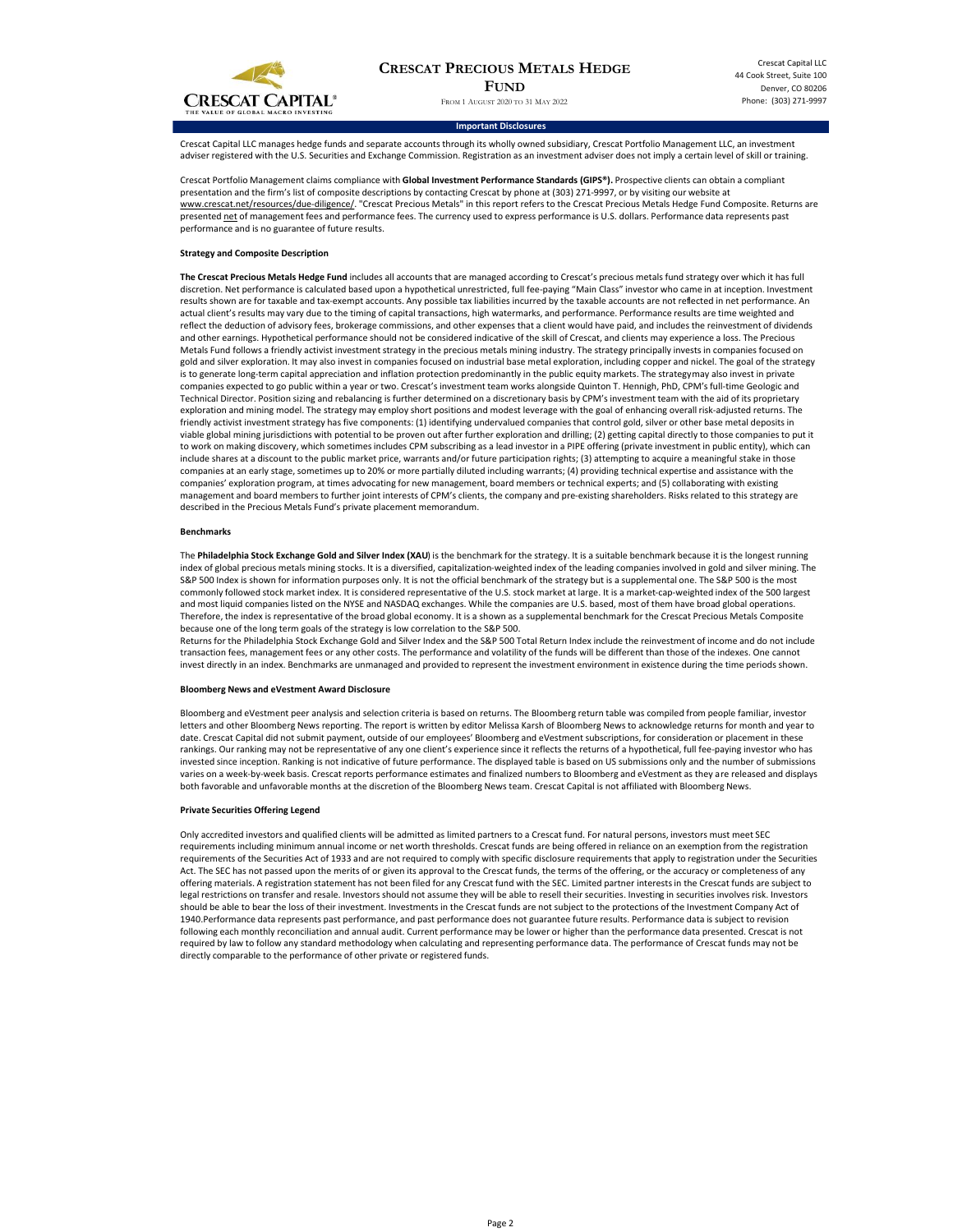# Crescat Precious Metals Hedge Fund

From 1 August 2020 to 31 May 2022

Crescat Capital LLC
44 Cook Street, Suite 100
Denver, CO 80206
Phone: (303) 271-9997

## Important Disclosures

Crescat Capital LLC manages hedge funds and separate accounts through its wholly owned subsidiary, Crescat Portfolio Management LLC, an investment adviser registered with the U.S. Securities and Exchange Commission. Registration as an investment adviser does not imply a certain level of skill or training.

Crescat Portfolio Management claims compliance with **Global Investment Performance Standards (GIPS®).** Prospective clients can obtain a compliant presentation and the firm's list of composite descriptions by contacting Crescat by phone at (303) 271-9997, or by visiting our website at www.crescat.net/resources/due-diligence/. "Crescat Precious Metals" in this report refers to the Crescat Precious Metals Hedge Fund Composite. Returns are presented net of management fees and performance fees. The currency used to express performance is U.S. dollars. Performance data represents past performance and is no guarantee of future results.

### Strategy and Composite Description

**The Crescat Precious Metals Hedge Fund** includes all accounts that are managed according to Crescat's precious metals fund strategy over which it has full discretion. Net performance is calculated based upon a hypothetical unrestricted, full fee-paying "Main Class" investor who came in at inception. Investment results shown are for taxable and tax-exempt accounts. Any possible tax liabilities incurred by the taxable accounts are not reflected in net performance. An actual client's results may vary due to the timing of capital transactions, high watermarks, and performance. Performance results are time weighted and reflect the deduction of advisory fees, brokerage commissions, and other expenses that a client would have paid, and includes the reinvestment of dividends and other earnings. Hypothetical performance should not be considered indicative of the skill of Crescat, and clients may experience a loss. The Precious Metals Fund follows a friendly activist investment strategy in the precious metals mining industry. The strategy principally invests in companies focused on gold and silver exploration. It may also invest in companies focused on industrial base metal exploration, including copper and nickel. The goal of the strategy is to generate long-term capital appreciation and inflation protection predominantly in the public equity markets. The strategymay also invest in private companies expected to go public within a year or two. Crescat's investment team works alongside Quinton T. Hennigh, PhD, CPM's full-time Geologic and Technical Director. Position sizing and rebalancing is further determined on a discretionary basis by CPM's investment team with the aid of its proprietary exploration and mining model. The strategy may employ short positions and modest leverage with the goal of enhancing overall risk-adjusted returns. The friendly activist investment strategy has five components: (1) identifying undervalued companies that control gold, silver or other base metal deposits in viable global mining jurisdictions with potential to be proven out after further exploration and drilling; (2) getting capital directly to those companies to put it to work on making discovery, which sometimes includes CPM subscribing as a lead investor in a PIPE offering (private investment in public entity), which can include shares at a discount to the public market price, warrants and/or future participation rights; (3) attempting to acquire a meaningful stake in those companies at an early stage, sometimes up to 20% or more partially diluted including warrants; (4) providing technical expertise and assistance with the companies' exploration program, at times advocating for new management, board members or technical experts; and (5) collaborating with existing management and board members to further joint interests of CPM's clients, the company and pre-existing shareholders. Risks related to this strategy are described in the Precious Metals Fund's private placement memorandum.

### Benchmarks

The **Philadelphia Stock Exchange Gold and Silver Index (XAU**) is the benchmark for the strategy. It is a suitable benchmark because it is the longest running index of global precious metals mining stocks. It is a diversified, capitalization-weighted index of the leading companies involved in gold and silver mining. The S&P 500 Index is shown for information purposes only. It is not the official benchmark of the strategy but is a supplemental one. The S&P 500 is the most commonly followed stock market index. It is considered representative of the U.S. stock market at large. It is a market-cap-weighted index of the 500 largest and most liquid companies listed on the NYSE and NASDAQ exchanges. While the companies are U.S. based, most of them have broad global operations. Therefore, the index is representative of the broad global economy. It is a shown as a supplemental benchmark for the Crescat Precious Metals Composite because one of the long term goals of the strategy is low correlation to the S&P 500.

Returns for the Philadelphia Stock Exchange Gold and Silver Index and the S&P 500 Total Return Index include the reinvestment of income and do not include transaction fees, management fees or any other costs. The performance and volatility of the funds will be different than those of the indexes. One cannot invest directly in an index. Benchmarks are unmanaged and provided to represent the investment environment in existence during the time periods shown.

### Bloomberg News and eVestment Award Disclosure

Bloomberg and eVestment peer analysis and selection criteria is based on returns. The Bloomberg return table was compiled from people familiar, investor letters and other Bloomberg News reporting. The report is written by editor Melissa Karsh of Bloomberg News to acknowledge returns for month and year to date. Crescat Capital did not submit payment, outside of our employees' Bloomberg and eVestment subscriptions, for consideration or placement in these rankings. Our ranking may not be representative of any one client's experience since it reflects the returns of a hypothetical, full fee-paying investor who has invested since inception. Ranking is not indicative of future performance. The displayed table is based on US submissions only and the number of submissions varies on a week-by-week basis. Crescat reports performance estimates and finalized numbers to Bloomberg and eVestment as they are released and displays both favorable and unfavorable months at the discretion of the Bloomberg News team. Crescat Capital is not affiliated with Bloomberg News.

### Private Securities Offering Legend

Only accredited investors and qualified clients will be admitted as limited partners to a Crescat fund. For natural persons, investors must meet SEC requirements including minimum annual income or net worth thresholds. Crescat funds are being offered in reliance on an exemption from the registration requirements of the Securities Act of 1933 and are not required to comply with specific disclosure requirements that apply to registration under the Securities Act. The SEC has not passed upon the merits of or given its approval to the Crescat funds, the terms of the offering, or the accuracy or completeness of any offering materials. A registration statement has not been filed for any Crescat fund with the SEC. Limited partner interests in the Crescat funds are subject to legal restrictions on transfer and resale. Investors should not assume they will be able to resell their securities. Investing in securities involves risk. Investors should be able to bear the loss of their investment. Investments in the Crescat funds are not subject to the protections of the Investment Company Act of 1940.Performance data represents past performance, and past performance does not guarantee future results. Performance data is subject to revision following each monthly reconciliation and annual audit. Current performance may be lower or higher than the performance data presented. Crescat is not required by law to follow any standard methodology when calculating and representing performance data. The performance of Crescat funds may not be directly comparable to the performance of other private or registered funds.